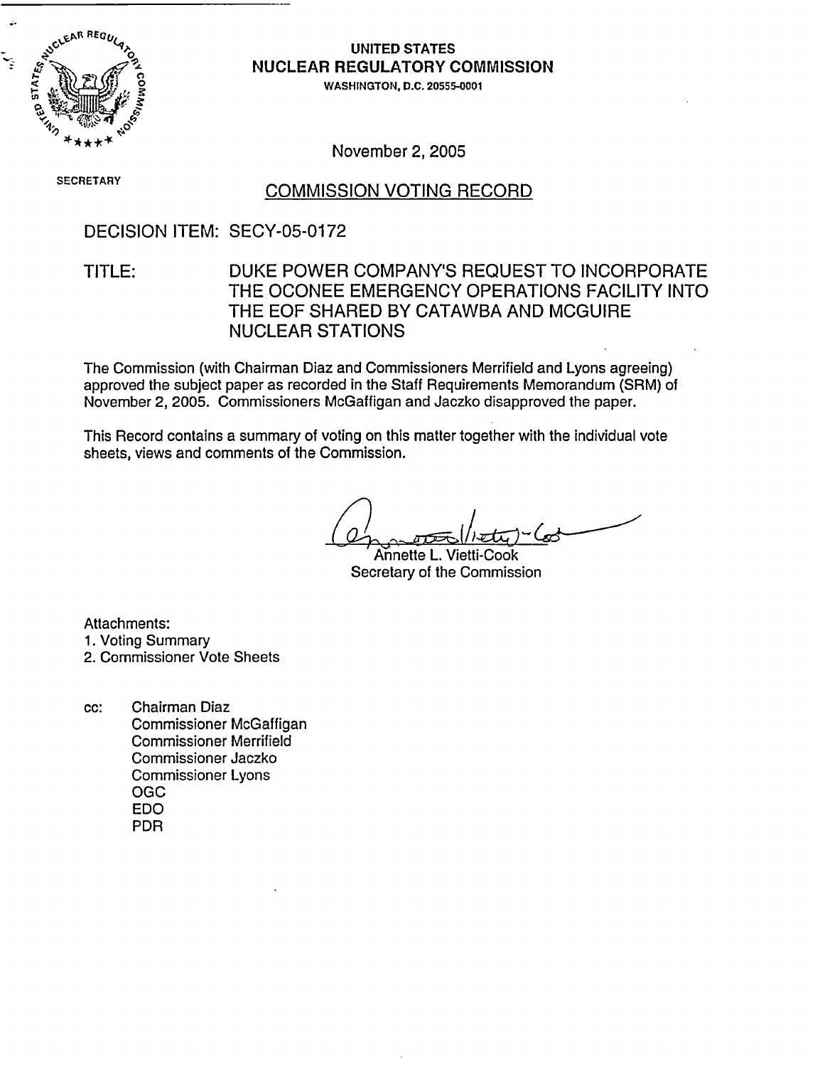# UNITED STATES NUCLEAR REGULATORY COMMISSION

WASHINGTON, D.C. 20555-0001

November 2, 2005

SECRETARY

## COMMISSION VOTING RECORD

DECISION ITEM: SECY-05-0172

TITLE: DUKE POWER COMPANY'S REQUEST TO INCORPORATE THE OCONEE EMERGENCY OPERATIONS FACILITY INTO THE EOF SHARED BY CATAWBA AND MCGUIRE NUCLEAR STATIONS

The Commission (with Chairman Diaz and Commissioners Merrifield and Lyons agreeing) approved the subject paper as recorded in the Staff Requirements Memorandum (SRM) of November 2, 2005. Commissioners McGaffigan and Jaczko disapproved the paper.

This Record contains a summary of voting on this matter together with the individual vote sheets, views and comments of the Commission.

Annette L. Vietti-Cook
Secretary of the Commission

Attachments:
1. Voting Summary
2. Commissioner Vote Sheets

cc: Chairman Diaz
Commissioner McGaffigan
Commissioner Merrifield
Commissioner Jaczko
Commissioner Lyons
OGC
EDO
PDR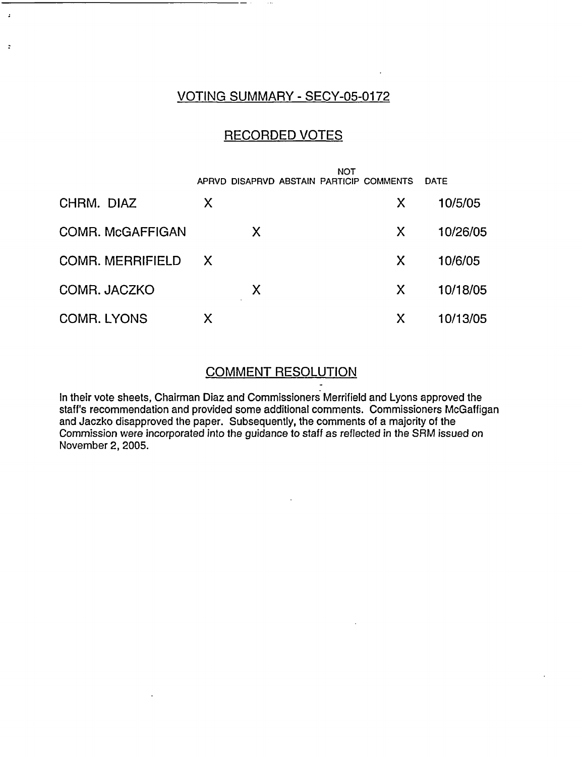## VOTING SUMMARY - SECY-05-0172

## RECORDED VOTES

| | APRVD | DISAPRVD | ABSTAIN | NOT PARTICIP | COMMENTS | DATE |
|---|---|---|---|---|---|---|
| CHRM. DIAZ | X | | | | X | 10/5/05 |
| COMR. McGAFFIGAN | | X | | | X | 10/26/05 |
| COMR. MERRIFIELD | X | | | | X | 10/6/05 |
| COMR. JACZKO | | X | | | X | 10/18/05 |
| COMR. LYONS | X | | | | X | 10/13/05 |

## COMMENT RESOLUTION

In their vote sheets, Chairman Diaz and Commissioners Merrifield and Lyons approved the staff's recommendation and provided some additional comments. Commissioners McGaffigan and Jaczko disapproved the paper. Subsequently, the comments of a majority of the Commission were incorporated into the guidance to staff as reflected in the SRM issued on November 2, 2005.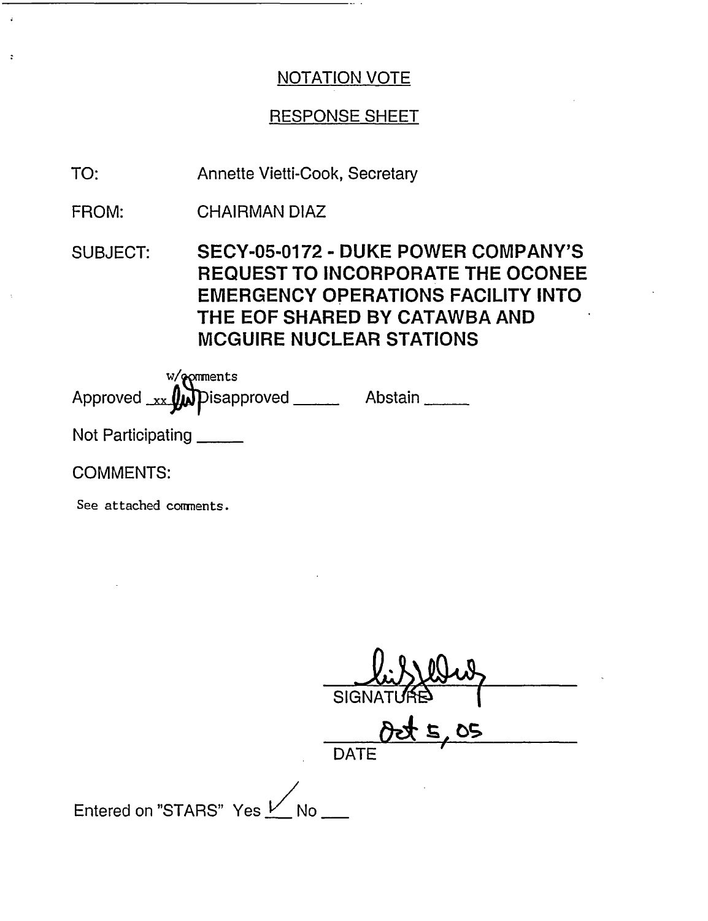NOTATION VOTE

RESPONSE SHEET

TO: Annette Vietti-Cook, Secretary

FROM: CHAIRMAN DIAZ

SUBJECT: **SECY-05-0172 - DUKE POWER COMPANY'S REQUEST TO INCORPORATE THE OCONEE EMERGENCY OPERATIONS FACILITY INTO THE EOF SHARED BY CATAWBA AND MCGUIRE NUCLEAR STATIONS**

Approved xx w/comments Disapproved _____ Abstain _____

Not Participating _____

COMMENTS:

See attached comments.

SIGNATURE

Oct 5, 05

DATE

Entered on "STARS" Yes ✓ No ___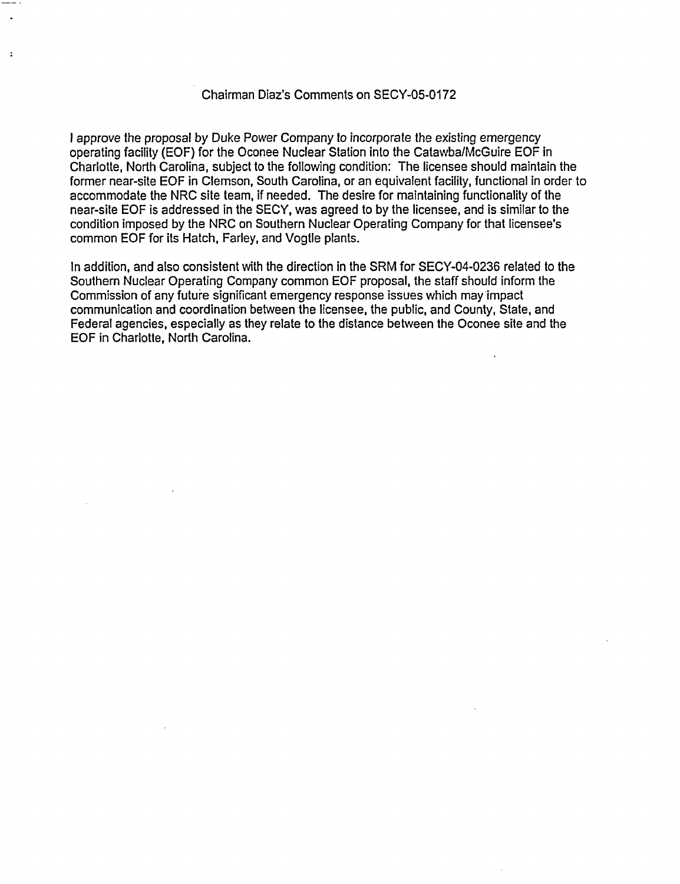# Chairman Diaz's Comments on SECY-05-0172

I approve the proposal by Duke Power Company to incorporate the existing emergency operating facility (EOF) for the Oconee Nuclear Station into the Catawba/McGuire EOF in Charlotte, North Carolina, subject to the following condition: The licensee should maintain the former near-site EOF in Clemson, South Carolina, or an equivalent facility, functional in order to accommodate the NRC site team, if needed. The desire for maintaining functionality of the near-site EOF is addressed in the SECY, was agreed to by the licensee, and is similar to the condition imposed by the NRC on Southern Nuclear Operating Company for that licensee's common EOF for its Hatch, Farley, and Vogtle plants.

In addition, and also consistent with the direction in the SRM for SECY-04-0236 related to the Southern Nuclear Operating Company common EOF proposal, the staff should inform the Commission of any future significant emergency response issues which may impact communication and coordination between the licensee, the public, and County, State, and Federal agencies, especially as they relate to the distance between the Oconee site and the EOF in Charlotte, North Carolina.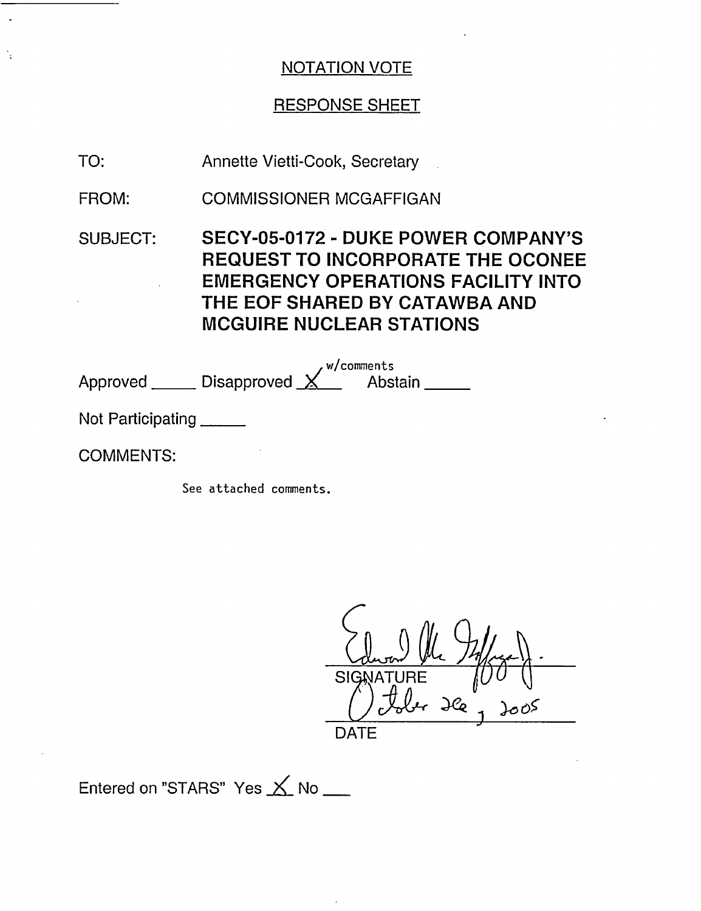NOTATION VOTE

RESPONSE SHEET

TO: Annette Vietti-Cook, Secretary

FROM: COMMISSIONER MCGAFFIGAN

SUBJECT: **SECY-05-0172 - DUKE POWER COMPANY'S REQUEST TO INCORPORATE THE OCONEE EMERGENCY OPERATIONS FACILITY INTO THE EOF SHARED BY CATAWBA AND MCGUIRE NUCLEAR STATIONS**

Approved _____ Disapproved X w/comments Abstain _____

Not Participating _____

COMMENTS:

See attached comments.

Edward McGaffigan, Jr.

SIGNATURE

October 26, 2005

DATE

Entered on "STARS" Yes X No ___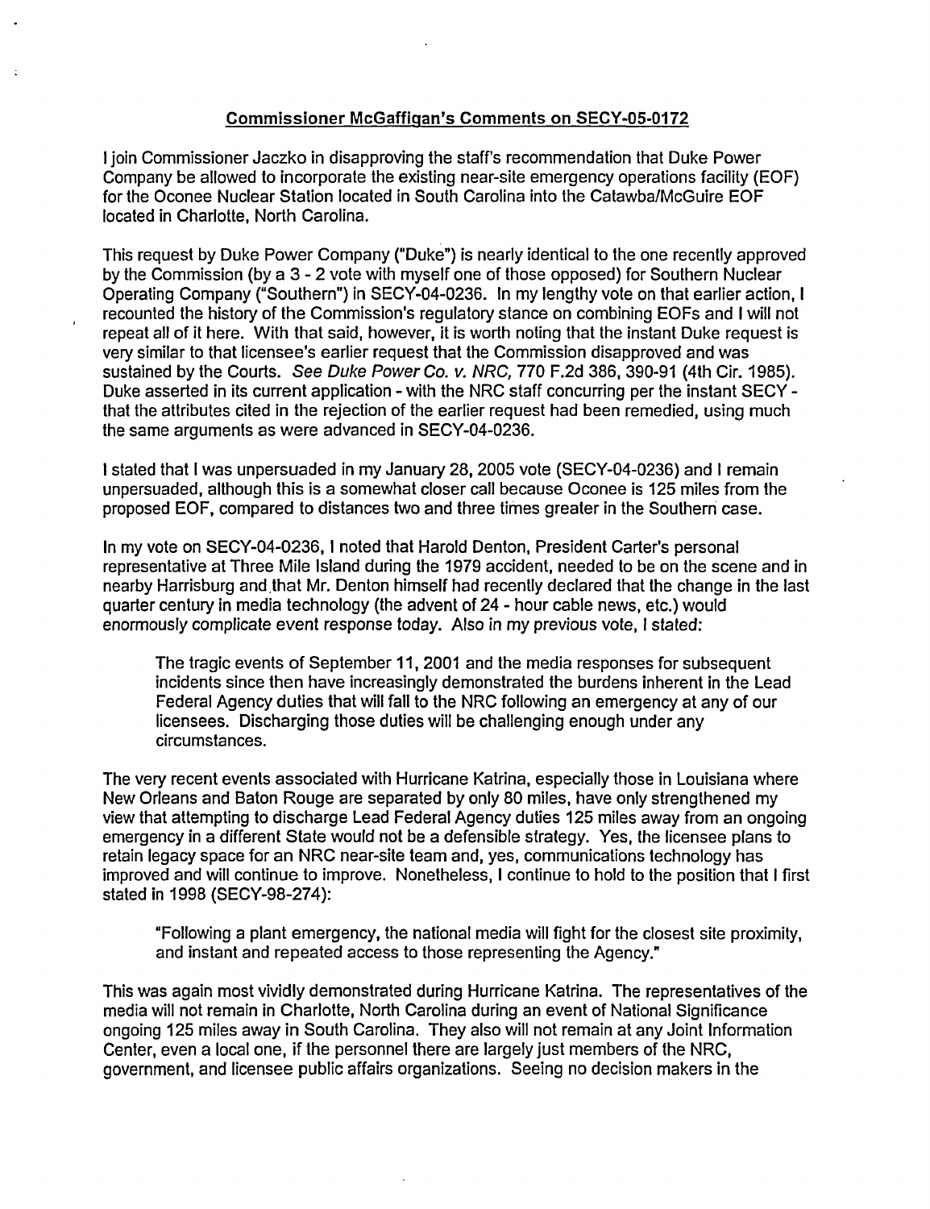## Commissioner McGaffigan's Comments on SECY-05-0172

I join Commissioner Jaczko in disapproving the staff's recommendation that Duke Power Company be allowed to incorporate the existing near-site emergency operations facility (EOF) for the Oconee Nuclear Station located in South Carolina into the Catawba/McGuire EOF located in Charlotte, North Carolina.

This request by Duke Power Company ("Duke") is nearly identical to the one recently approved by the Commission (by a 3 - 2 vote with myself one of those opposed) for Southern Nuclear Operating Company ("Southern") in SECY-04-0236. In my lengthy vote on that earlier action, I recounted the history of the Commission's regulatory stance on combining EOFs and I will not repeat all of it here. With that said, however, it is worth noting that the instant Duke request is very similar to that licensee's earlier request that the Commission disapproved and was sustained by the Courts. *See Duke Power Co. v. NRC,* 770 F.2d 386, 390-91 (4th Cir. 1985). Duke asserted in its current application - with the NRC staff concurring per the instant SECY - that the attributes cited in the rejection of the earlier request had been remedied, using much the same arguments as were advanced in SECY-04-0236.

I stated that I was unpersuaded in my January 28, 2005 vote (SECY-04-0236) and I remain unpersuaded, although this is a somewhat closer call because Oconee is 125 miles from the proposed EOF, compared to distances two and three times greater in the Southern case.

In my vote on SECY-04-0236, I noted that Harold Denton, President Carter's personal representative at Three Mile Island during the 1979 accident, needed to be on the scene and in nearby Harrisburg and that Mr. Denton himself had recently declared that the change in the last quarter century in media technology (the advent of 24 - hour cable news, etc.) would enormously complicate event response today. Also in my previous vote, I stated:

> The tragic events of September 11, 2001 and the media responses for subsequent incidents since then have increasingly demonstrated the burdens inherent in the Lead Federal Agency duties that will fall to the NRC following an emergency at any of our licensees. Discharging those duties will be challenging enough under any circumstances.

The very recent events associated with Hurricane Katrina, especially those in Louisiana where New Orleans and Baton Rouge are separated by only 80 miles, have only strengthened my view that attempting to discharge Lead Federal Agency duties 125 miles away from an ongoing emergency in a different State would not be a defensible strategy. Yes, the licensee plans to retain legacy space for an NRC near-site team and, yes, communications technology has improved and will continue to improve. Nonetheless, I continue to hold to the position that I first stated in 1998 (SECY-98-274):

> "Following a plant emergency, the national media will fight for the closest site proximity, and instant and repeated access to those representing the Agency."

This was again most vividly demonstrated during Hurricane Katrina. The representatives of the media will not remain in Charlotte, North Carolina during an event of National Significance ongoing 125 miles away in South Carolina. They also will not remain at any Joint Information Center, even a local one, if the personnel there are largely just members of the NRC, government, and licensee public affairs organizations. Seeing no decision makers in the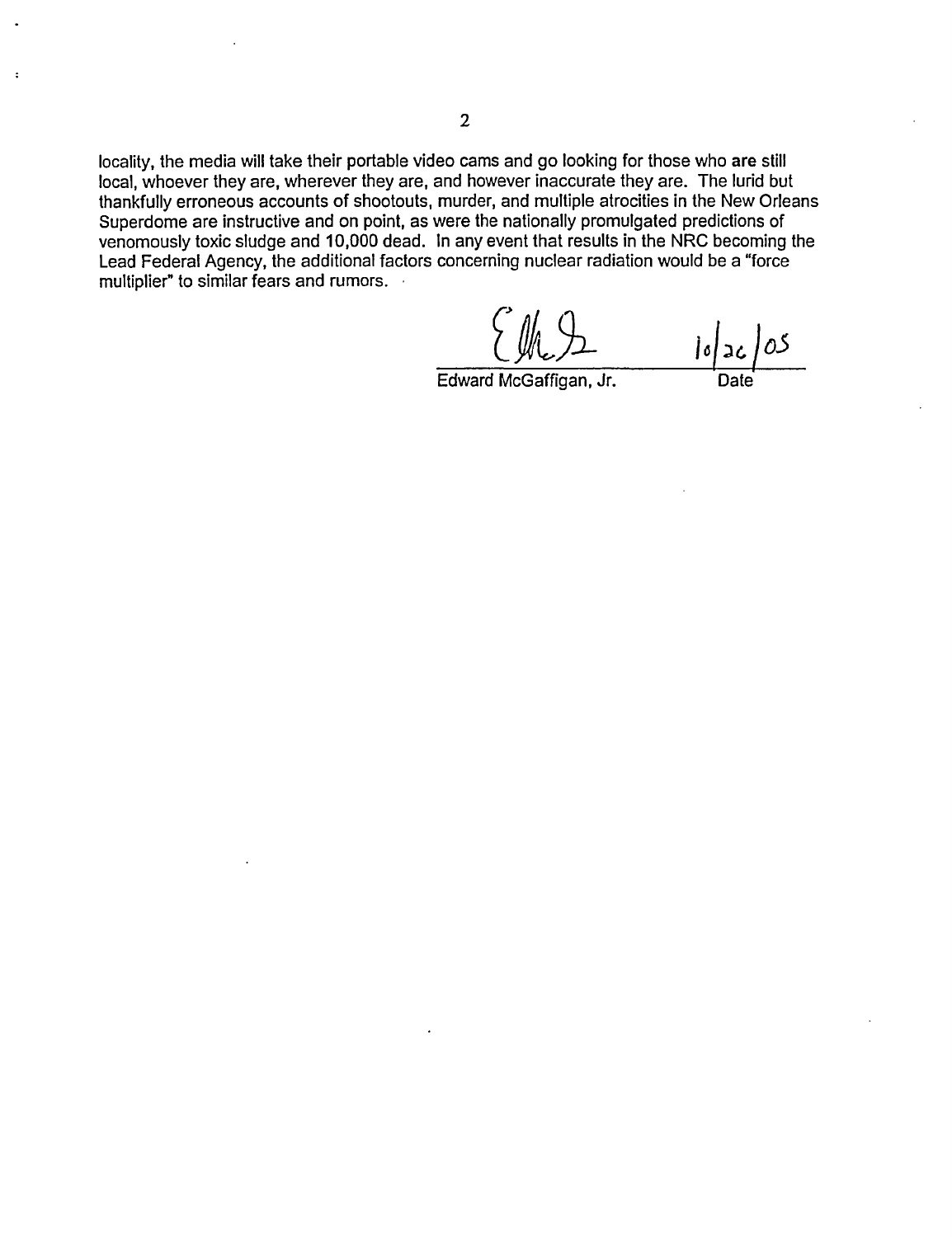locality, the media will take their portable video cams and go looking for those who **are** still local, whoever they are, wherever they are, and however inaccurate they are. The lurid but thankfully erroneous accounts of shootouts, murder, and multiple atrocities in the New Orleans Superdome are instructive and on point, as were the nationally promulgated predictions of venomously toxic sludge and 10,000 dead. In any event that results in the NRC becoming the Lead Federal Agency, the additional factors concerning nuclear radiation would be a "force multiplier" to similar fears and rumors.

Edward McGaffigan, Jr. — 10/26/05

Date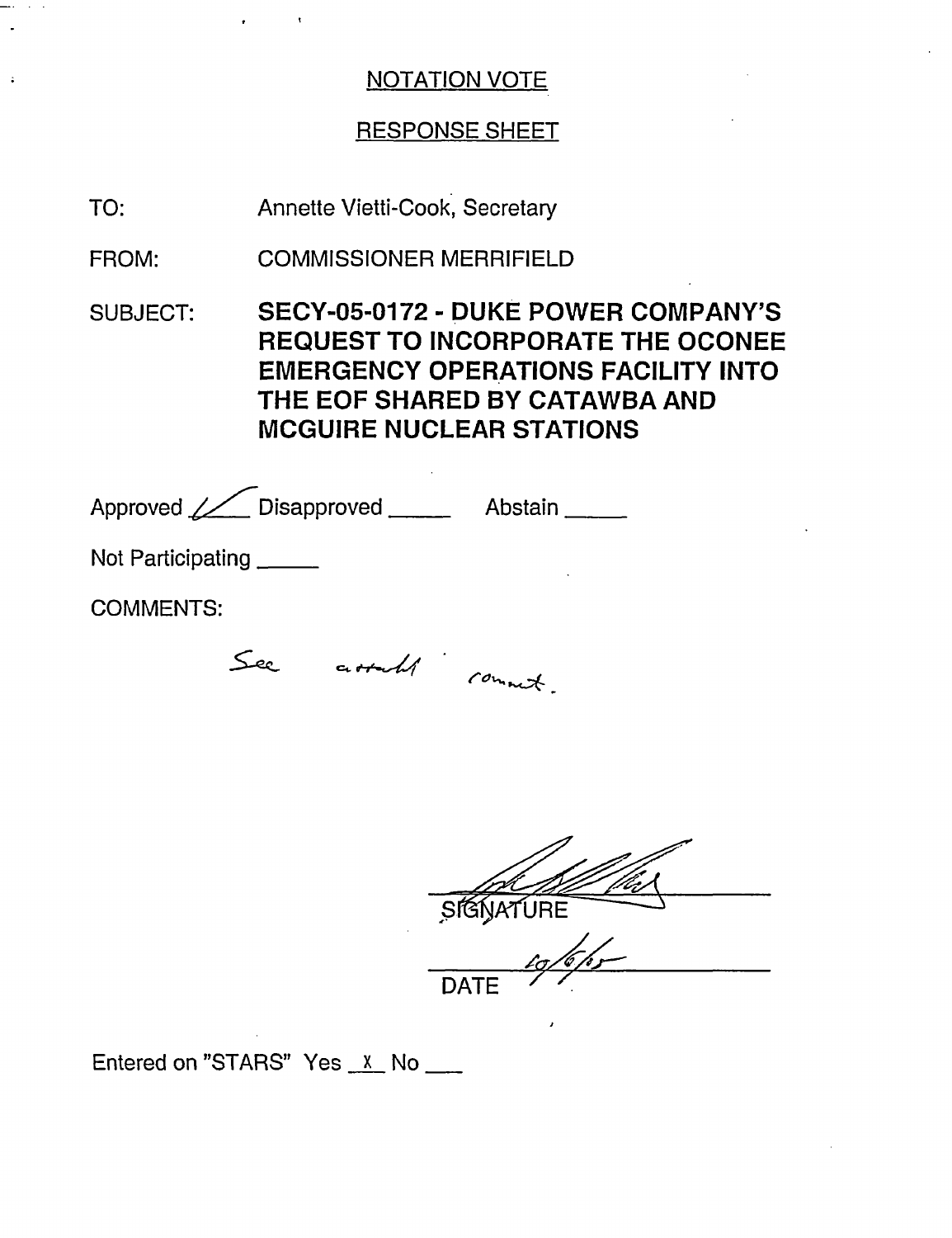# NOTATION VOTE

## RESPONSE SHEET

TO: Annette Vietti-Cook, Secretary

FROM: COMMISSIONER MERRIFIELD

SUBJECT: **SECY-05-0172 - DUKE POWER COMPANY'S REQUEST TO INCORPORATE THE OCONEE EMERGENCY OPERATIONS FACILITY INTO THE EOF SHARED BY CATAWBA AND MCGUIRE NUCLEAR STATIONS**

Approved ✓ Disapproved _____ Abstain _____

Not Participating _____

COMMENTS:

See attached comment.

SIGNATURE

10/6/05

DATE

Entered on "STARS" Yes X No ___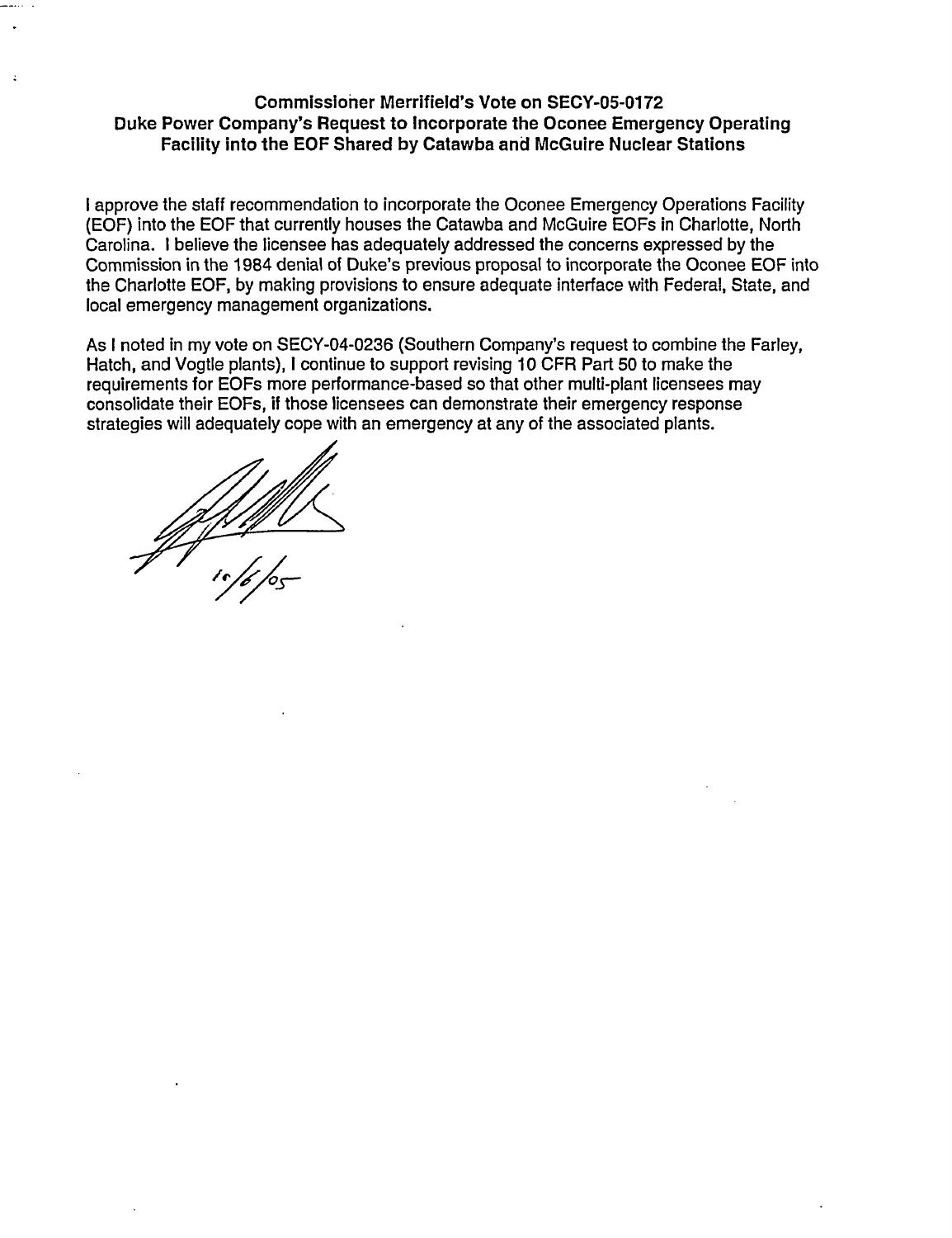## Commissioner Merrifield's Vote on SECY-05-0172
## Duke Power Company's Request to Incorporate the Oconee Emergency Operating Facility into the EOF Shared by Catawba and McGuire Nuclear Stations

I approve the staff recommendation to incorporate the Oconee Emergency Operations Facility (EOF) into the EOF that currently houses the Catawba and McGuire EOFs in Charlotte, North Carolina. I believe the licensee has adequately addressed the concerns expressed by the Commission in the 1984 denial of Duke's previous proposal to incorporate the Oconee EOF into the Charlotte EOF, by making provisions to ensure adequate interface with Federal, State, and local emergency management organizations.

As I noted in my vote on SECY-04-0236 (Southern Company's request to combine the Farley, Hatch, and Vogtle plants), I continue to support revising 10 CFR Part 50 to make the requirements for EOFs more performance-based so that other multi-plant licensees may consolidate their EOFs, if those licensees can demonstrate their emergency response strategies will adequately cope with an emergency at any of the associated plants.

10/6/05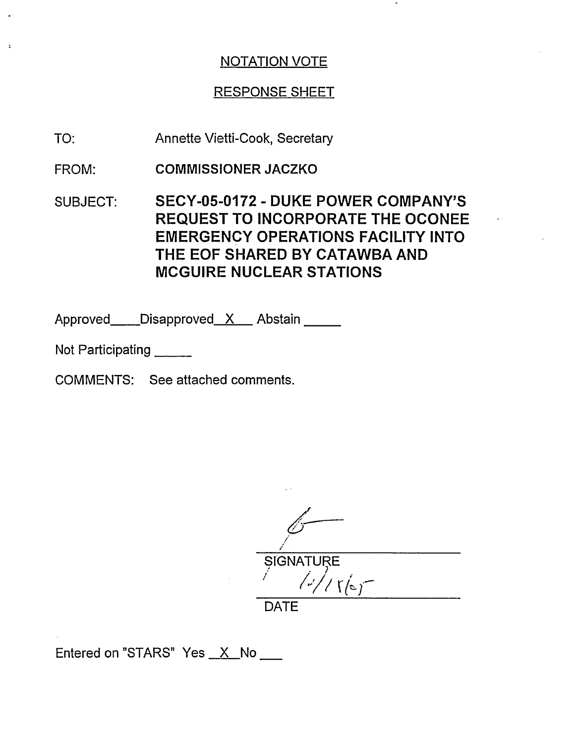NOTATION VOTE

RESPONSE SHEET

TO: Annette Vietti-Cook, Secretary

FROM: **COMMISSIONER JACZKO**

SUBJECT: **SECY-05-0172 - DUKE POWER COMPANY'S REQUEST TO INCORPORATE THE OCONEE EMERGENCY OPERATIONS FACILITY INTO THE EOF SHARED BY CATAWBA AND MCGUIRE NUCLEAR STATIONS**

Approved____Disapproved__X__ Abstain _____

Not Participating _____

COMMENTS: See attached comments.

SIGNATURE

10/15/05

DATE

Entered on "STARS" Yes __X__No ___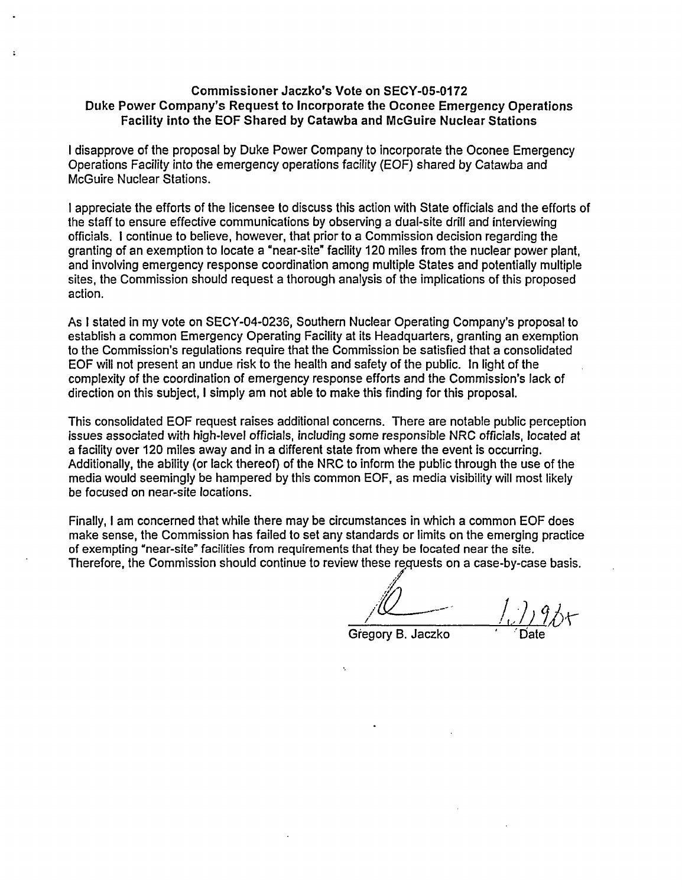**Commissioner Jaczko's Vote on SECY-05-0172**
**Duke Power Company's Request to Incorporate the Oconee Emergency Operations Facility into the EOF Shared by Catawba and McGuire Nuclear Stations**

I disapprove of the proposal by Duke Power Company to incorporate the Oconee Emergency Operations Facility into the emergency operations facility (EOF) shared by Catawba and McGuire Nuclear Stations.

I appreciate the efforts of the licensee to discuss this action with State officials and the efforts of the staff to ensure effective communications by observing a dual-site drill and interviewing officials. I continue to believe, however, that prior to a Commission decision regarding the granting of an exemption to locate a "near-site" facility 120 miles from the nuclear power plant, and involving emergency response coordination among multiple States and potentially multiple sites, the Commission should request a thorough analysis of the implications of this proposed action.

As I stated in my vote on SECY-04-0236, Southern Nuclear Operating Company's proposal to establish a common Emergency Operating Facility at its Headquarters, granting an exemption to the Commission's regulations require that the Commission be satisfied that a consolidated EOF will not present an undue risk to the health and safety of the public. In light of the complexity of the coordination of emergency response efforts and the Commission's lack of direction on this subject, I simply am not able to make this finding for this proposal.

This consolidated EOF request raises additional concerns. There are notable public perception issues associated with high-level officials, including some responsible NRC officials, located at a facility over 120 miles away and in a different state from where the event is occurring. Additionally, the ability (or lack thereof) of the NRC to inform the public through the use of the media would seemingly be hampered by this common EOF, as media visibility will most likely be focused on near-site locations.

Finally, I am concerned that while there may be circumstances in which a common EOF does make sense, the Commission has failed to set any standards or limits on the emerging practice of exempting "near-site" facilities from requirements that they be located near the site. Therefore, the Commission should continue to review these requests on a case-by-case basis.

Gregory B. Jaczko — Date: 1/7/06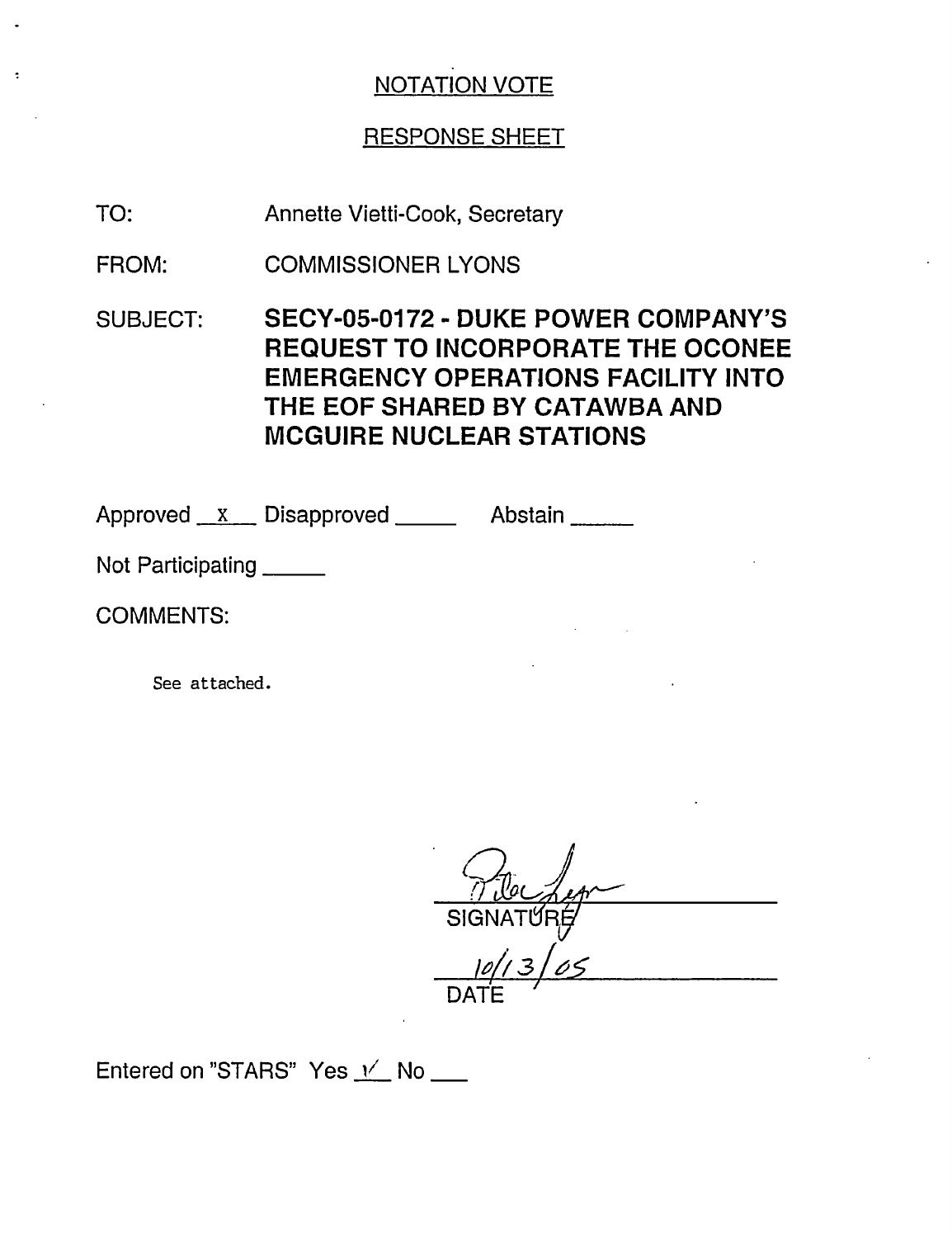NOTATION VOTE

RESPONSE SHEET

TO: Annette Vietti-Cook, Secretary

FROM: COMMISSIONER LYONS

SUBJECT: **SECY-05-0172 - DUKE POWER COMPANY'S REQUEST TO INCORPORATE THE OCONEE EMERGENCY OPERATIONS FACILITY INTO THE EOF SHARED BY CATAWBA AND MCGUIRE NUCLEAR STATIONS**

Approved \_x\_ Disapproved \_\_\_\_\_ Abstain \_\_\_\_\_

Not Participating \_\_\_\_\_

COMMENTS:

See attached.

SIGNATURE

10/13/05

DATE

Entered on "STARS" Yes ✓ No \_\_\_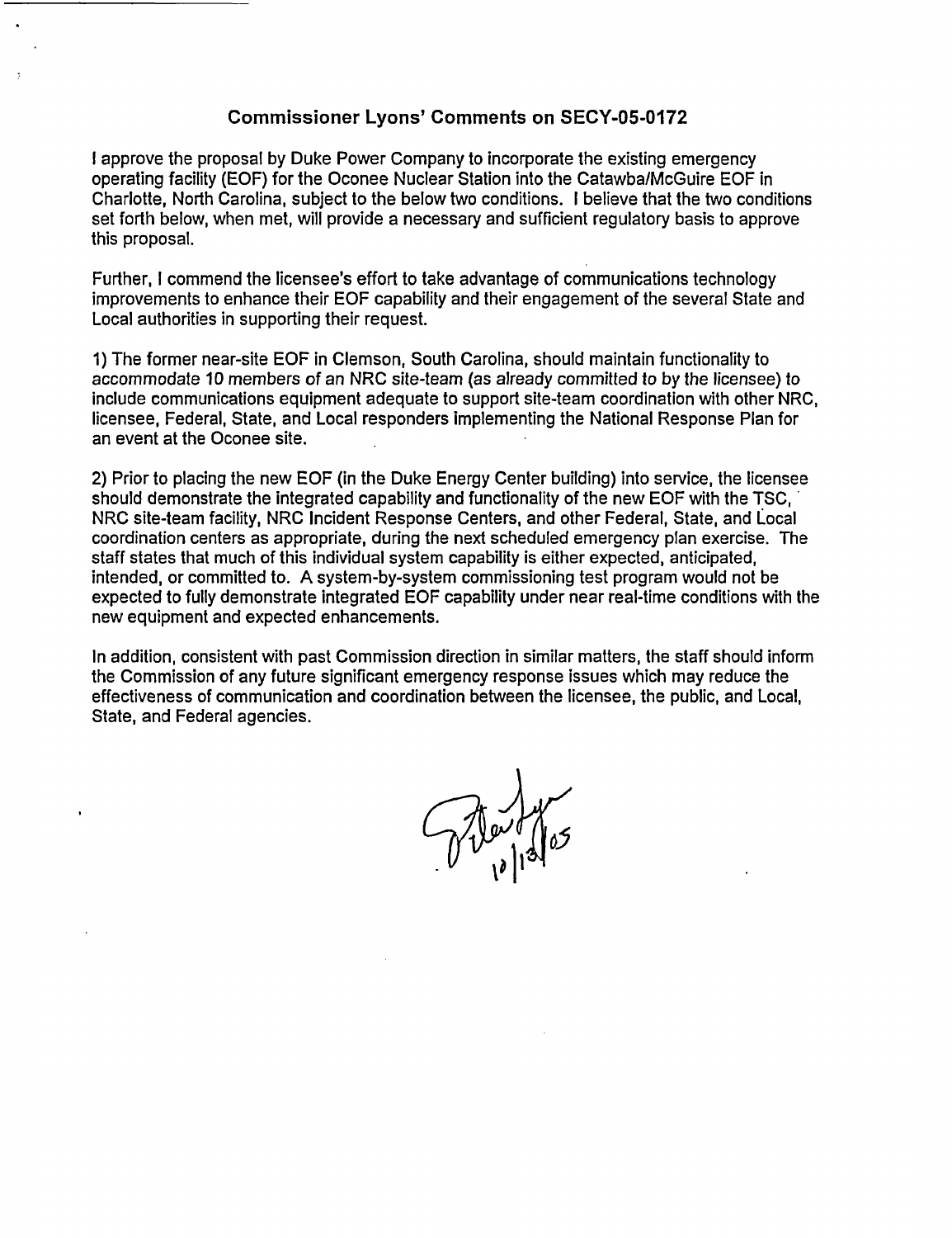## Commissioner Lyons' Comments on SECY-05-0172

I approve the proposal by Duke Power Company to incorporate the existing emergency operating facility (EOF) for the Oconee Nuclear Station into the Catawba/McGuire EOF in Charlotte, North Carolina, subject to the below two conditions. I believe that the two conditions set forth below, when met, will provide a necessary and sufficient regulatory basis to approve this proposal.

Further, I commend the licensee's effort to take advantage of communications technology improvements to enhance their EOF capability and their engagement of the several State and Local authorities in supporting their request.

1) The former near-site EOF in Clemson, South Carolina, should maintain functionality to accommodate 10 members of an NRC site-team (as already committed to by the licensee) to include communications equipment adequate to support site-team coordination with other NRC, licensee, Federal, State, and Local responders implementing the National Response Plan for an event at the Oconee site.

2) Prior to placing the new EOF (in the Duke Energy Center building) into service, the licensee should demonstrate the integrated capability and functionality of the new EOF with the TSC, NRC site-team facility, NRC Incident Response Centers, and other Federal, State, and Local coordination centers as appropriate, during the next scheduled emergency plan exercise. The staff states that much of this individual system capability is either expected, anticipated, intended, or committed to. A system-by-system commissioning test program would not be expected to fully demonstrate integrated EOF capability under near real-time conditions with the new equipment and expected enhancements.

In addition, consistent with past Commission direction in similar matters, the staff should inform the Commission of any future significant emergency response issues which may reduce the effectiveness of communication and coordination between the licensee, the public, and Local, State, and Federal agencies.

10/13/05